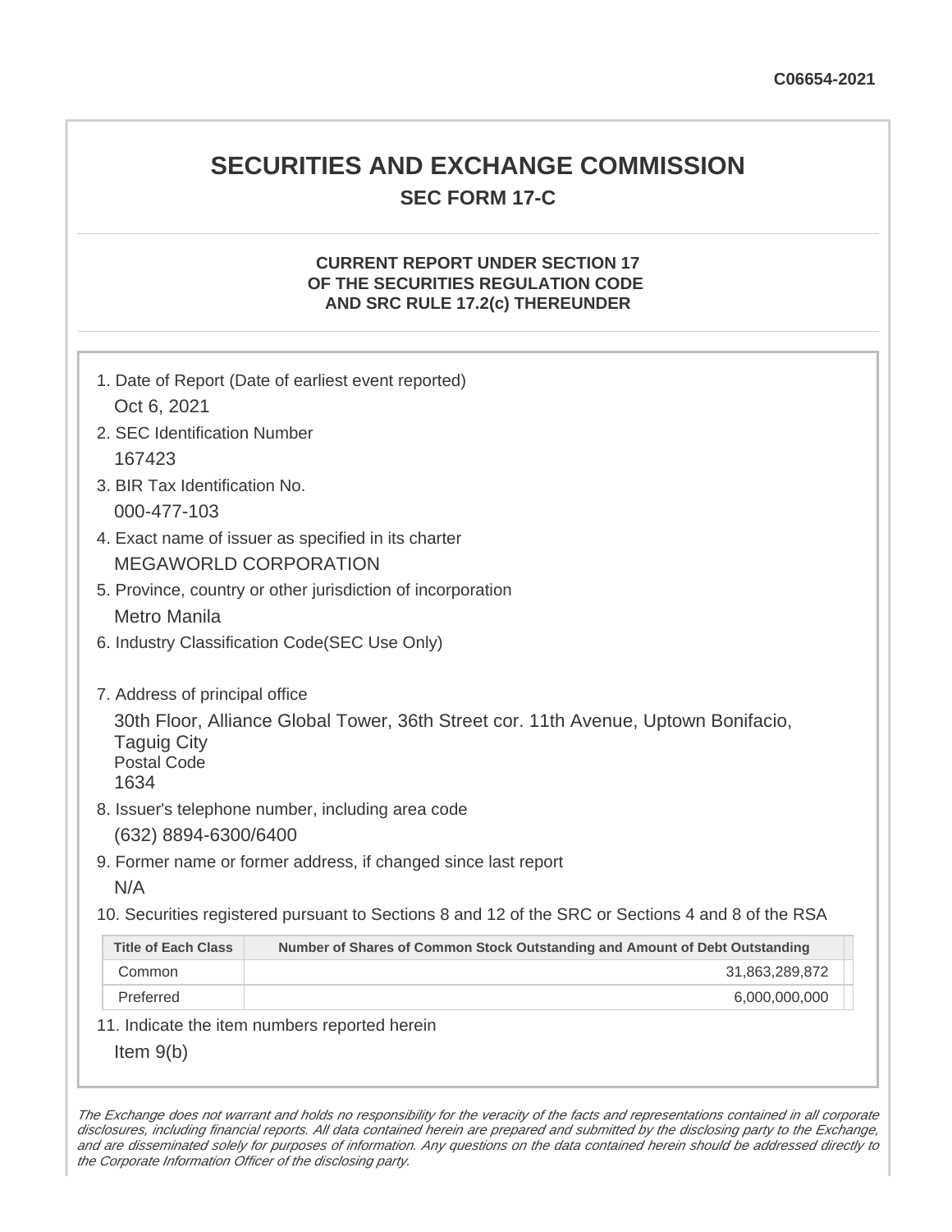C06654-2021

# SECURITIES AND EXCHANGE COMMISSION

## SEC FORM 17-C

### CURRENT REPORT UNDER SECTION 17 OF THE SECURITIES REGULATION CODE AND SRC RULE 17.2(c) THEREUNDER

1. Date of Report (Date of earliest event reported)
   Oct 6, 2021
2. SEC Identification Number
   167423
3. BIR Tax Identification No.
   000-477-103
4. Exact name of issuer as specified in its charter
   MEGAWORLD CORPORATION
5. Province, country or other jurisdiction of incorporation
   Metro Manila
6. Industry Classification Code(SEC Use Only)

7. Address of principal office
   30th Floor, Alliance Global Tower, 36th Street cor. 11th Avenue, Uptown Bonifacio, Taguig City
   Postal Code
   1634
8. Issuer's telephone number, including area code
   (632) 8894-6300/6400
9. Former name or former address, if changed since last report
   N/A
10. Securities registered pursuant to Sections 8 and 12 of the SRC or Sections 4 and 8 of the RSA

| Title of Each Class | Number of Shares of Common Stock Outstanding and Amount of Debt Outstanding |
|---|---|
| Common | 31,863,289,872 |
| Preferred | 6,000,000,000 |

11. Indicate the item numbers reported herein
    Item 9(b)

*The Exchange does not warrant and holds no responsibility for the veracity of the facts and representations contained in all corporate disclosures, including financial reports. All data contained herein are prepared and submitted by the disclosing party to the Exchange, and are disseminated solely for purposes of information. Any questions on the data contained herein should be addressed directly to the Corporate Information Officer of the disclosing party.*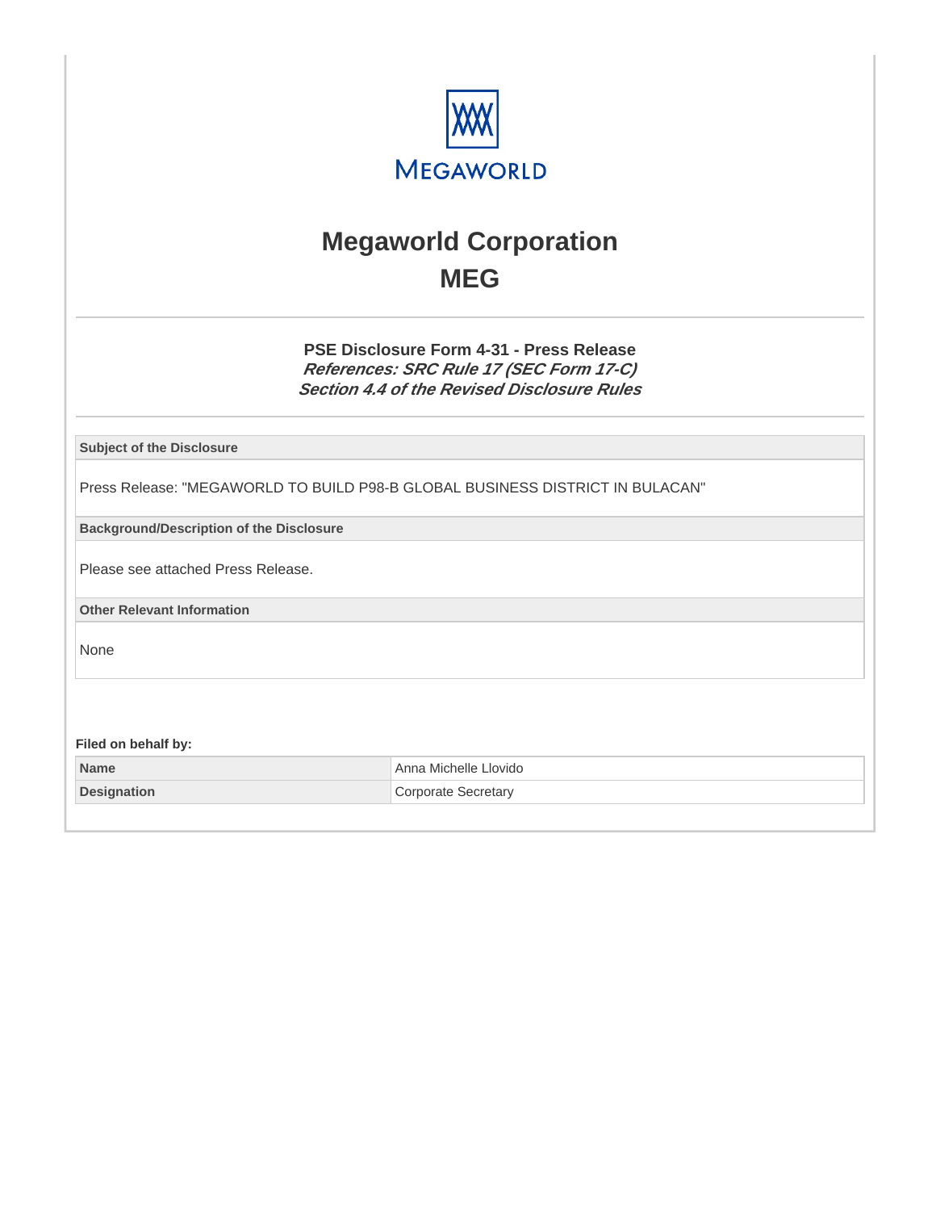MEGAWORLD

# Megaworld Corporation

# MEG

### PSE Disclosure Form 4-31 - Press Release

***References: SRC Rule 17 (SEC Form 17-C)***
***Section 4.4 of the Revised Disclosure Rules***

**Subject of the Disclosure**

Press Release: "MEGAWORLD TO BUILD P98-B GLOBAL BUSINESS DISTRICT IN BULACAN"

**Background/Description of the Disclosure**

Please see attached Press Release.

**Other Relevant Information**

None

**Filed on behalf by:**

| | |
|---|---|
| **Name** | Anna Michelle Llovido |
| **Designation** | Corporate Secretary |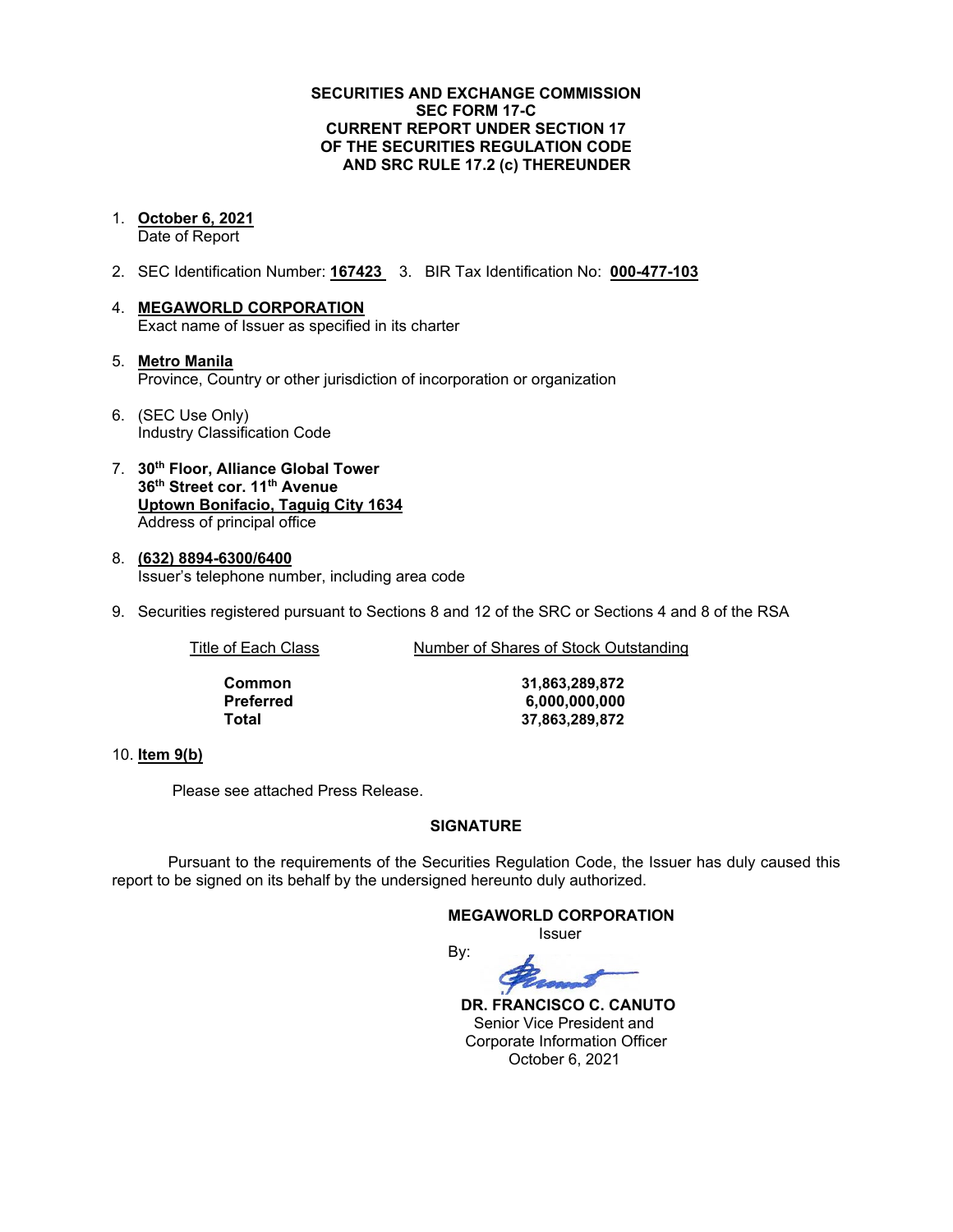**SECURITIES AND EXCHANGE COMMISSION**
**SEC FORM 17-C**
**CURRENT REPORT UNDER SECTION 17**
**OF THE SECURITIES REGULATION CODE**
**AND SRC RULE 17.2 (c) THEREUNDER**

1. **October 6, 2021**
   Date of Report

2. SEC Identification Number: **167423** 3. BIR Tax Identification No: **000-477-103**

4. **MEGAWORLD CORPORATION**
   Exact name of Issuer as specified in its charter

5. **Metro Manila**
   Province, Country or other jurisdiction of incorporation or organization

6. (SEC Use Only)
   Industry Classification Code

7. **30th Floor, Alliance Global Tower**
   **36th Street cor. 11th Avenue**
   **Uptown Bonifacio, Taguig City 1634**
   Address of principal office

8. **(632) 8894-6300/6400**
   Issuer's telephone number, including area code

9. Securities registered pursuant to Sections 8 and 12 of the SRC or Sections 4 and 8 of the RSA

| Title of Each Class | Number of Shares of Stock Outstanding |
|---|---|
| **Common** | **31,863,289,872** |
| **Preferred** | **6,000,000,000** |
| **Total** | **37,863,289,872** |

10. **Item 9(b)**

Please see attached Press Release.

**SIGNATURE**

Pursuant to the requirements of the Securities Regulation Code, the Issuer has duly caused this report to be signed on its behalf by the undersigned hereunto duly authorized.

**MEGAWORLD CORPORATION**
Issuer

By:

**DR. FRANCISCO C. CANUTO**
Senior Vice President and
Corporate Information Officer
October 6, 2021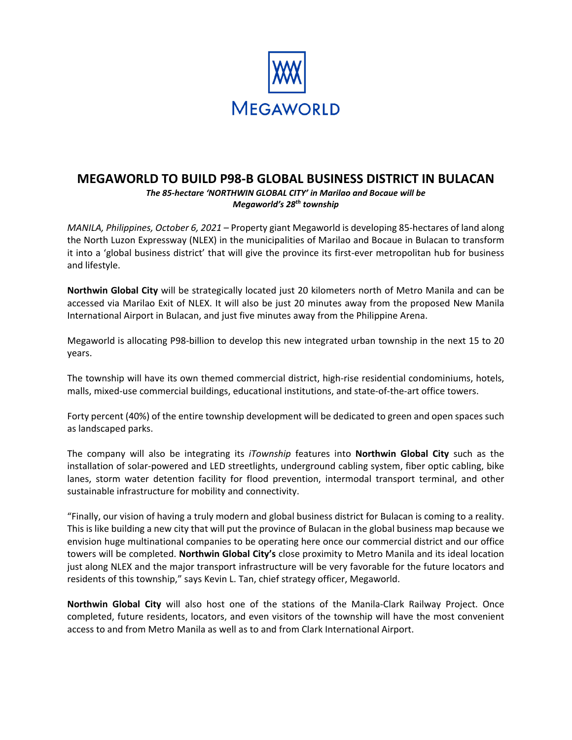MEGAWORLD

# MEGAWORLD TO BUILD P98-B GLOBAL BUSINESS DISTRICT IN BULACAN

***The 85-hectare 'NORTHWIN GLOBAL CITY' in Marilao and Bocaue will be Megaworld's 28th township***

*MANILA, Philippines, October 6, 2021* – Property giant Megaworld is developing 85-hectares of land along the North Luzon Expressway (NLEX) in the municipalities of Marilao and Bocaue in Bulacan to transform it into a 'global business district' that will give the province its first-ever metropolitan hub for business and lifestyle.

**Northwin Global City** will be strategically located just 20 kilometers north of Metro Manila and can be accessed via Marilao Exit of NLEX. It will also be just 20 minutes away from the proposed New Manila International Airport in Bulacan, and just five minutes away from the Philippine Arena.

Megaworld is allocating P98-billion to develop this new integrated urban township in the next 15 to 20 years.

The township will have its own themed commercial district, high-rise residential condominiums, hotels, malls, mixed-use commercial buildings, educational institutions, and state-of-the-art office towers.

Forty percent (40%) of the entire township development will be dedicated to green and open spaces such as landscaped parks.

The company will also be integrating its *iTownship* features into **Northwin Global City** such as the installation of solar-powered and LED streetlights, underground cabling system, fiber optic cabling, bike lanes, storm water detention facility for flood prevention, intermodal transport terminal, and other sustainable infrastructure for mobility and connectivity.

"Finally, our vision of having a truly modern and global business district for Bulacan is coming to a reality. This is like building a new city that will put the province of Bulacan in the global business map because we envision huge multinational companies to be operating here once our commercial district and our office towers will be completed. **Northwin Global City's** close proximity to Metro Manila and its ideal location just along NLEX and the major transport infrastructure will be very favorable for the future locators and residents of this township," says Kevin L. Tan, chief strategy officer, Megaworld.

**Northwin Global City** will also host one of the stations of the Manila-Clark Railway Project. Once completed, future residents, locators, and even visitors of the township will have the most convenient access to and from Metro Manila as well as to and from Clark International Airport.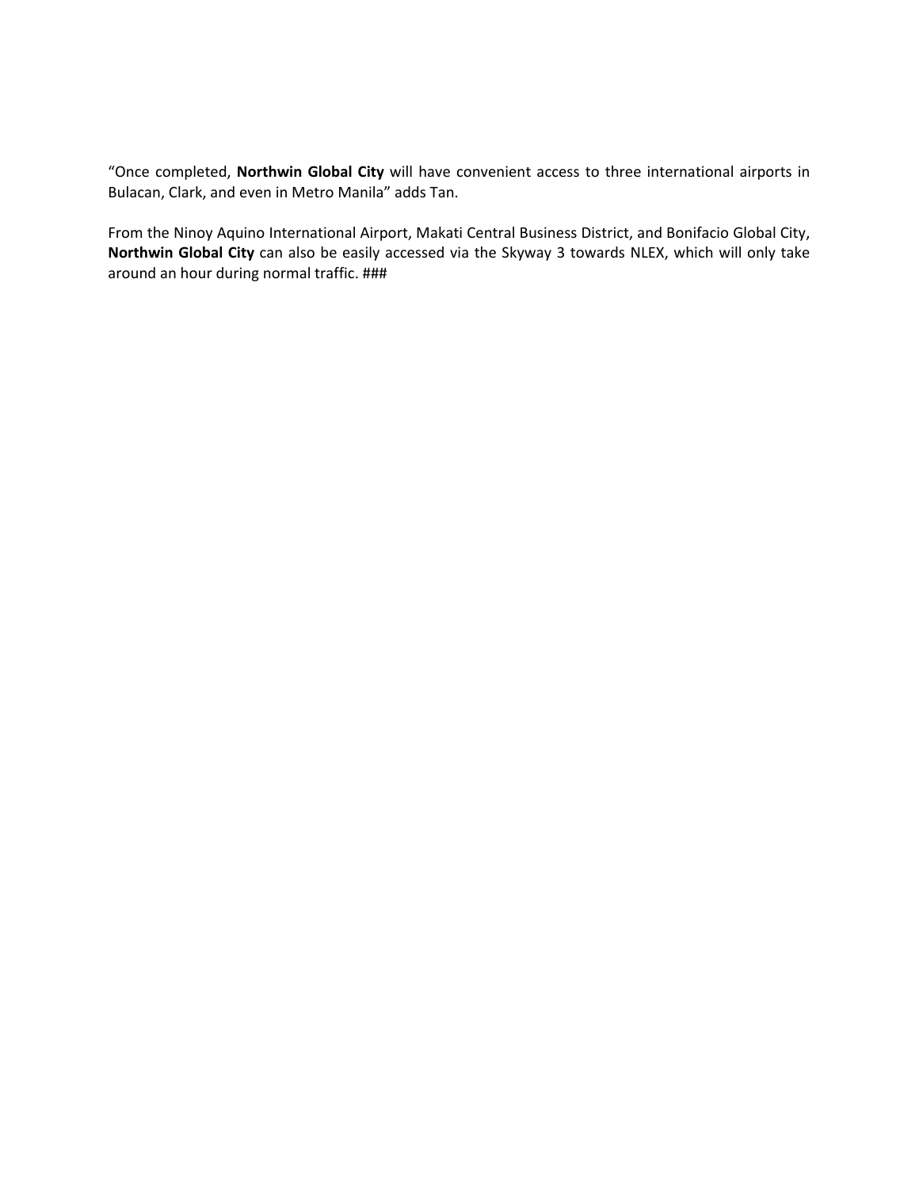"Once completed, **Northwin Global City** will have convenient access to three international airports in Bulacan, Clark, and even in Metro Manila" adds Tan.

From the Ninoy Aquino International Airport, Makati Central Business District, and Bonifacio Global City, **Northwin Global City** can also be easily accessed via the Skyway 3 towards NLEX, which will only take around an hour during normal traffic. ###